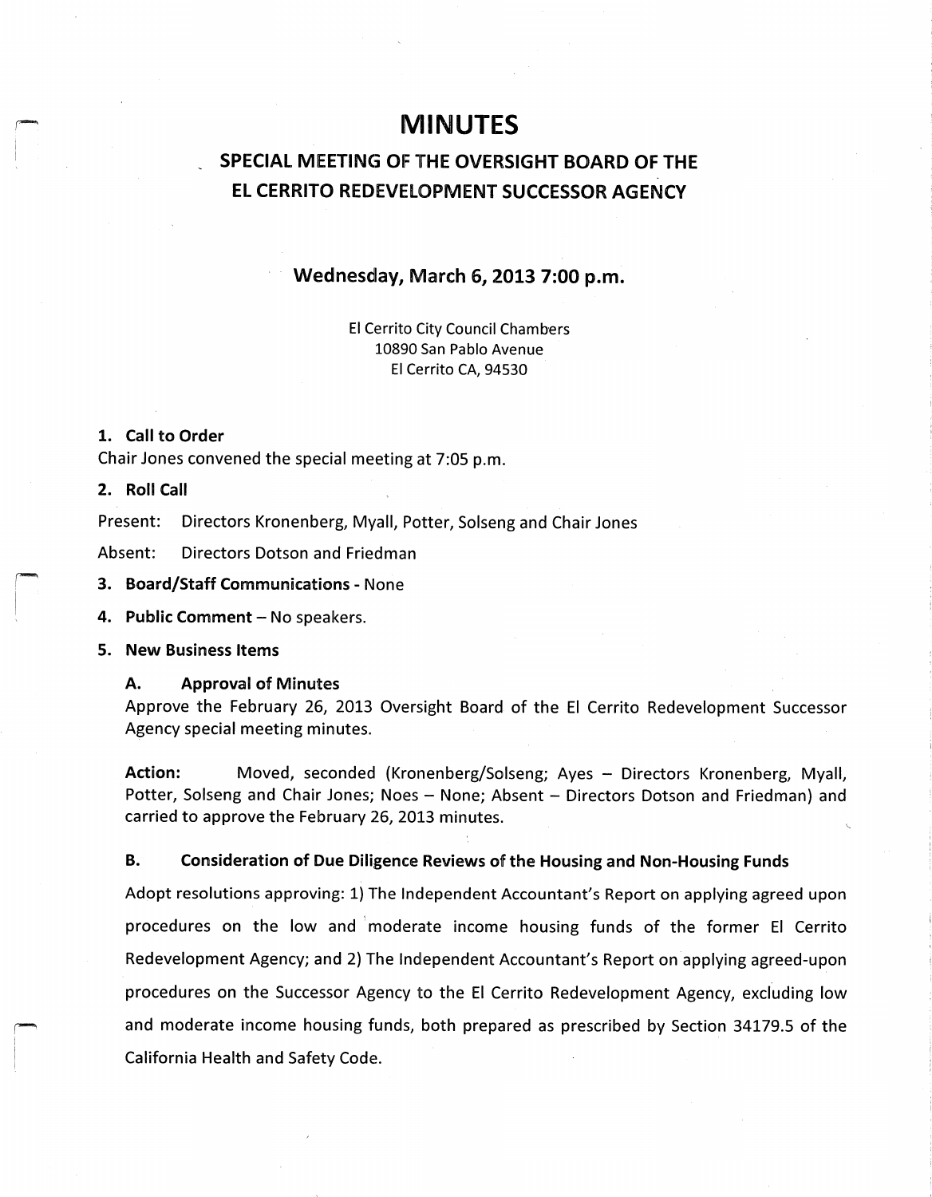# MINUTES

## SPECIAL MEETING OF THE OVERSIGHT BOARD OF THE EL CERRITO REDEVELOPMENT SUCCESSOR AGENCY

### Wednesday, March 6, 2013 7:00 p.m.

El Cerrito City Council Chambers
10890 San Pablo Avenue
El Cerrito CA, 94530

**1. Call to Order**

Chair Jones convened the special meeting at 7:05 p.m.

**2. Roll Call**

Present: Directors Kronenberg, Myall, Potter, Solseng and Chair Jones

Absent: Directors Dotson and Friedman

**3. Board/Staff Communications** - None

**4. Public Comment** – No speakers.

**5. New Business Items**

**A. Approval of Minutes**

Approve the February 26, 2013 Oversight Board of the El Cerrito Redevelopment Successor Agency special meeting minutes.

**Action:** Moved, seconded (Kronenberg/Solseng; Ayes – Directors Kronenberg, Myall, Potter, Solseng and Chair Jones; Noes – None; Absent – Directors Dotson and Friedman) and carried to approve the February 26, 2013 minutes.

**B. Consideration of Due Diligence Reviews of the Housing and Non-Housing Funds**

Adopt resolutions approving: 1) The Independent Accountant's Report on applying agreed upon procedures on the low and moderate income housing funds of the former El Cerrito Redevelopment Agency; and 2) The Independent Accountant's Report on applying agreed-upon procedures on the Successor Agency to the El Cerrito Redevelopment Agency, excluding low and moderate income housing funds, both prepared as prescribed by Section 34179.5 of the California Health and Safety Code.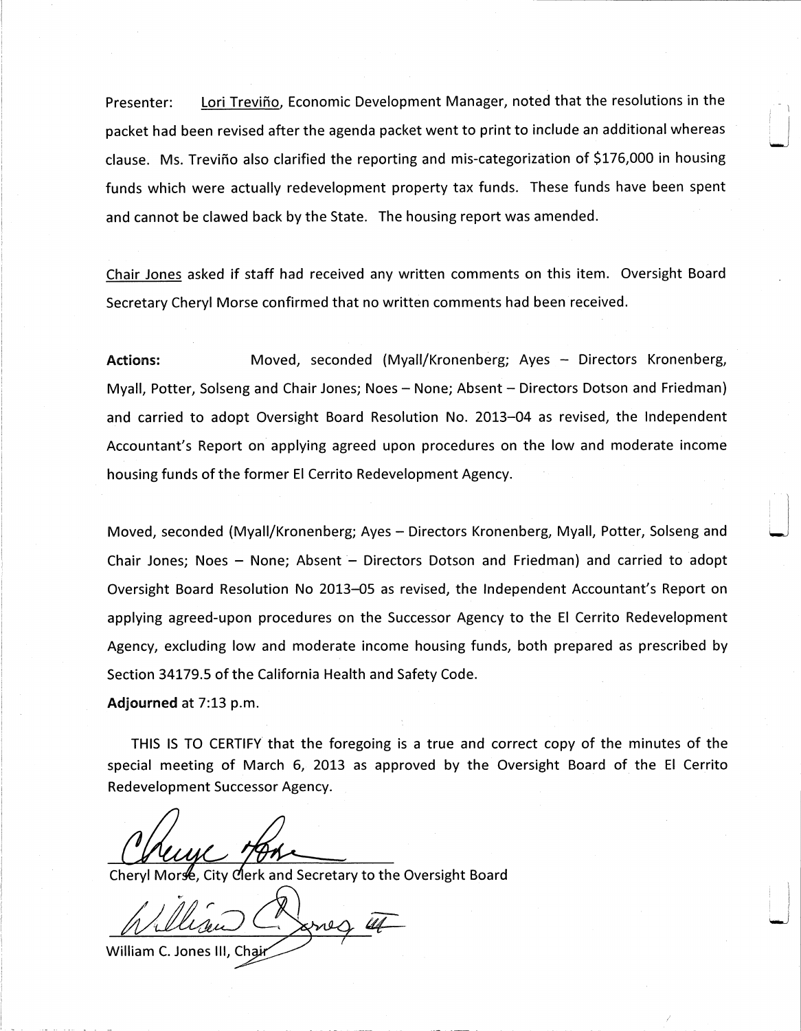Presenter: <u>Lori Treviño</u>, Economic Development Manager, noted that the resolutions in the packet had been revised after the agenda packet went to print to include an additional whereas clause. Ms. Treviño also clarified the reporting and mis-categorization of $176,000 in housing funds which were actually redevelopment property tax funds. These funds have been spent and cannot be clawed back by the State. The housing report was amended.

<u>Chair Jones</u> asked if staff had received any written comments on this item. Oversight Board Secretary Cheryl Morse confirmed that no written comments had been received.

**Actions:** Moved, seconded (Myall/Kronenberg; Ayes – Directors Kronenberg, Myall, Potter, Solseng and Chair Jones; Noes – None; Absent – Directors Dotson and Friedman) and carried to adopt Oversight Board Resolution No. 2013–04 as revised, the Independent Accountant's Report on applying agreed upon procedures on the low and moderate income housing funds of the former El Cerrito Redevelopment Agency.

Moved, seconded (Myall/Kronenberg; Ayes – Directors Kronenberg, Myall, Potter, Solseng and Chair Jones; Noes – None; Absent – Directors Dotson and Friedman) and carried to adopt Oversight Board Resolution No 2013–05 as revised, the Independent Accountant's Report on applying agreed-upon procedures on the Successor Agency to the El Cerrito Redevelopment Agency, excluding low and moderate income housing funds, both prepared as prescribed by Section 34179.5 of the California Health and Safety Code.

**Adjourned** at 7:13 p.m.

THIS IS TO CERTIFY that the foregoing is a true and correct copy of the minutes of the special meeting of March 6, 2013 as approved by the Oversight Board of the El Cerrito Redevelopment Successor Agency.

Cheryl Morse, City Clerk and Secretary to the Oversight Board

William C. Jones III, Chair